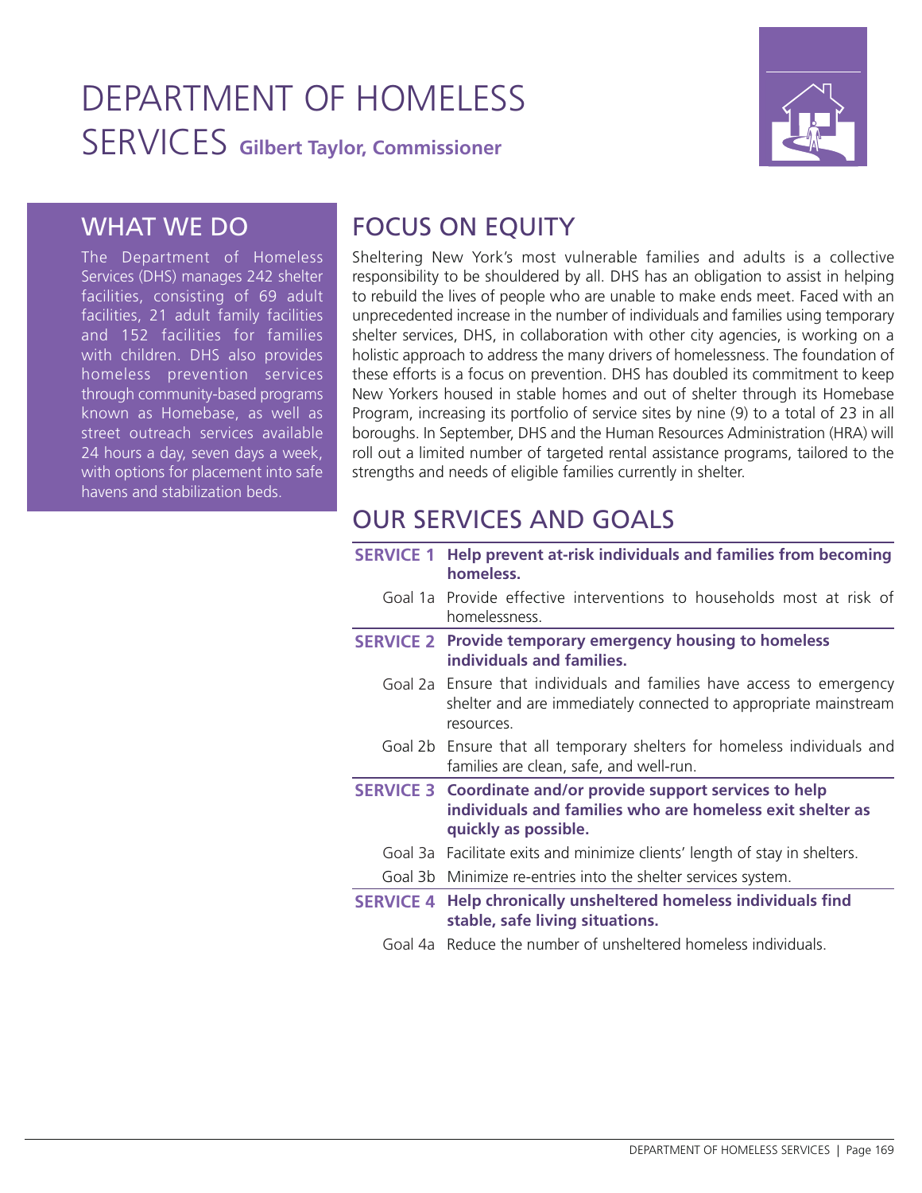# DEPARTMENT OF HOMELESS SERVICES **Gilbert Taylor, Commissioner**

## WHAT WE DO

The Department of Homeless Services (DHS) manages 242 shelter facilities, consisting of 69 adult facilities, 21 adult family facilities and 152 facilities for families with children. DHS also provides homeless prevention services through community-based programs known as Homebase, as well as street outreach services available 24 hours a day, seven days a week, with options for placement into safe havens and stabilization beds.

## FOCUS ON EQUITY

Sheltering New York's most vulnerable families and adults is a collective responsibility to be shouldered by all. DHS has an obligation to assist in helping to rebuild the lives of people who are unable to make ends meet. Faced with an unprecedented increase in the number of individuals and families using temporary shelter services, DHS, in collaboration with other city agencies, is working on a holistic approach to address the many drivers of homelessness. The foundation of these efforts is a focus on prevention. DHS has doubled its commitment to keep New Yorkers housed in stable homes and out of shelter through its Homebase Program, increasing its portfolio of service sites by nine (9) to a total of 23 in all boroughs. In September, DHS and the Human Resources Administration (HRA) will roll out a limited number of targeted rental assistance programs, tailored to the strengths and needs of eligible families currently in shelter.

## OUR SERVICES AND GOALS

**SERVICE 1** **Help prevent at-risk individuals and families from becoming homeless.**

Goal 1a Provide effective interventions to households most at risk of homelessness.

**SERVICE 2** **Provide temporary emergency housing to homeless individuals and families.**

Goal 2a Ensure that individuals and families have access to emergency shelter and are immediately connected to appropriate mainstream resources.

Goal 2b Ensure that all temporary shelters for homeless individuals and families are clean, safe, and well-run.

**SERVICE 3** **Coordinate and/or provide support services to help individuals and families who are homeless exit shelter as quickly as possible.**

Goal 3a Facilitate exits and minimize clients' length of stay in shelters.

Goal 3b Minimize re-entries into the shelter services system.

**SERVICE 4** **Help chronically unsheltered homeless individuals find stable, safe living situations.**

Goal 4a Reduce the number of unsheltered homeless individuals.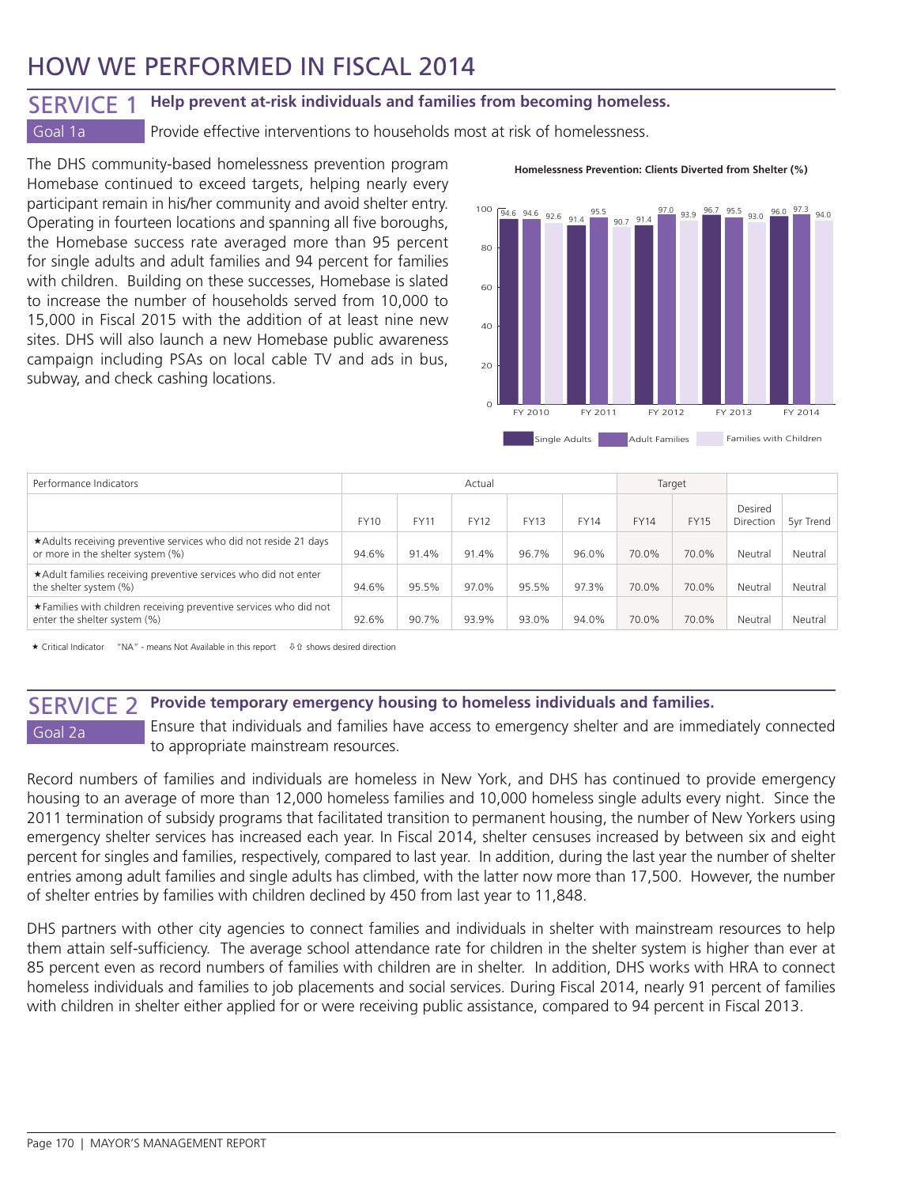# HOW WE PERFORMED IN FISCAL 2014

## SERVICE 1 Help prevent at-risk individuals and families from becoming homeless.

**Goal 1a** Provide effective interventions to households most at risk of homelessness.

The DHS community-based homelessness prevention program Homebase continued to exceed targets, helping nearly every participant remain in his/her community and avoid shelter entry. Operating in fourteen locations and spanning all five boroughs, the Homebase success rate averaged more than 95 percent for single adults and adult families and 94 percent for families with children. Building on these successes, Homebase is slated to increase the number of households served from 10,000 to 15,000 in Fiscal 2015 with the addition of at least nine new sites. DHS will also launch a new Homebase public awareness campaign including PSAs on local cable TV and ads in bus, subway, and check cashing locations.

**Homelessness Prevention: Clients Diverted from Shelter (%)**

| | Single Adults | Adult Families | Families with Children |
|---|---|---|---|
| FY 2010 | 94.6 | 94.6 | 92.6 |
| FY 2011 | 91.4 | 95.5 | 90.7 |
| FY 2012 | 91.4 | 97.0 | 93.9 |
| FY 2013 | 96.7 | 95.5 | 93.0 |
| FY 2014 | 96.0 | 97.3 | 94.0 |

| Performance Indicators | Actual | | | | | Target | | | |
|---|---|---|---|---|---|---|---|---|---|
| | FY10 | FY11 | FY12 | FY13 | FY14 | FY14 | FY15 | Desired Direction | 5yr Trend |
| ★Adults receiving preventive services who did not reside 21 days or more in the shelter system (%) | 94.6% | 91.4% | 91.4% | 96.7% | 96.0% | 70.0% | 70.0% | Neutral | Neutral |
| ★Adult families receiving preventive services who did not enter the shelter system (%) | 94.6% | 95.5% | 97.0% | 95.5% | 97.3% | 70.0% | 70.0% | Neutral | Neutral |
| ★Families with children receiving preventive services who did not enter the shelter system (%) | 92.6% | 90.7% | 93.9% | 93.0% | 94.0% | 70.0% | 70.0% | Neutral | Neutral |

★ Critical Indicator "NA" - means Not Available in this report ⇩⇧ shows desired direction

## SERVICE 2 Provide temporary emergency housing to homeless individuals and families.

**Goal 2a** Ensure that individuals and families have access to emergency shelter and are immediately connected to appropriate mainstream resources.

Record numbers of families and individuals are homeless in New York, and DHS has continued to provide emergency housing to an average of more than 12,000 homeless families and 10,000 homeless single adults every night. Since the 2011 termination of subsidy programs that facilitated transition to permanent housing, the number of New Yorkers using emergency shelter services has increased each year. In Fiscal 2014, shelter censuses increased by between six and eight percent for singles and families, respectively, compared to last year. In addition, during the last year the number of shelter entries among adult families and single adults has climbed, with the latter now more than 17,500. However, the number of shelter entries by families with children declined by 450 from last year to 11,848.

DHS partners with other city agencies to connect families and individuals in shelter with mainstream resources to help them attain self-sufficiency. The average school attendance rate for children in the shelter system is higher than ever at 85 percent even as record numbers of families with children are in shelter. In addition, DHS works with HRA to connect homeless individuals and families to job placements and social services. During Fiscal 2014, nearly 91 percent of families with children in shelter either applied for or were receiving public assistance, compared to 94 percent in Fiscal 2013.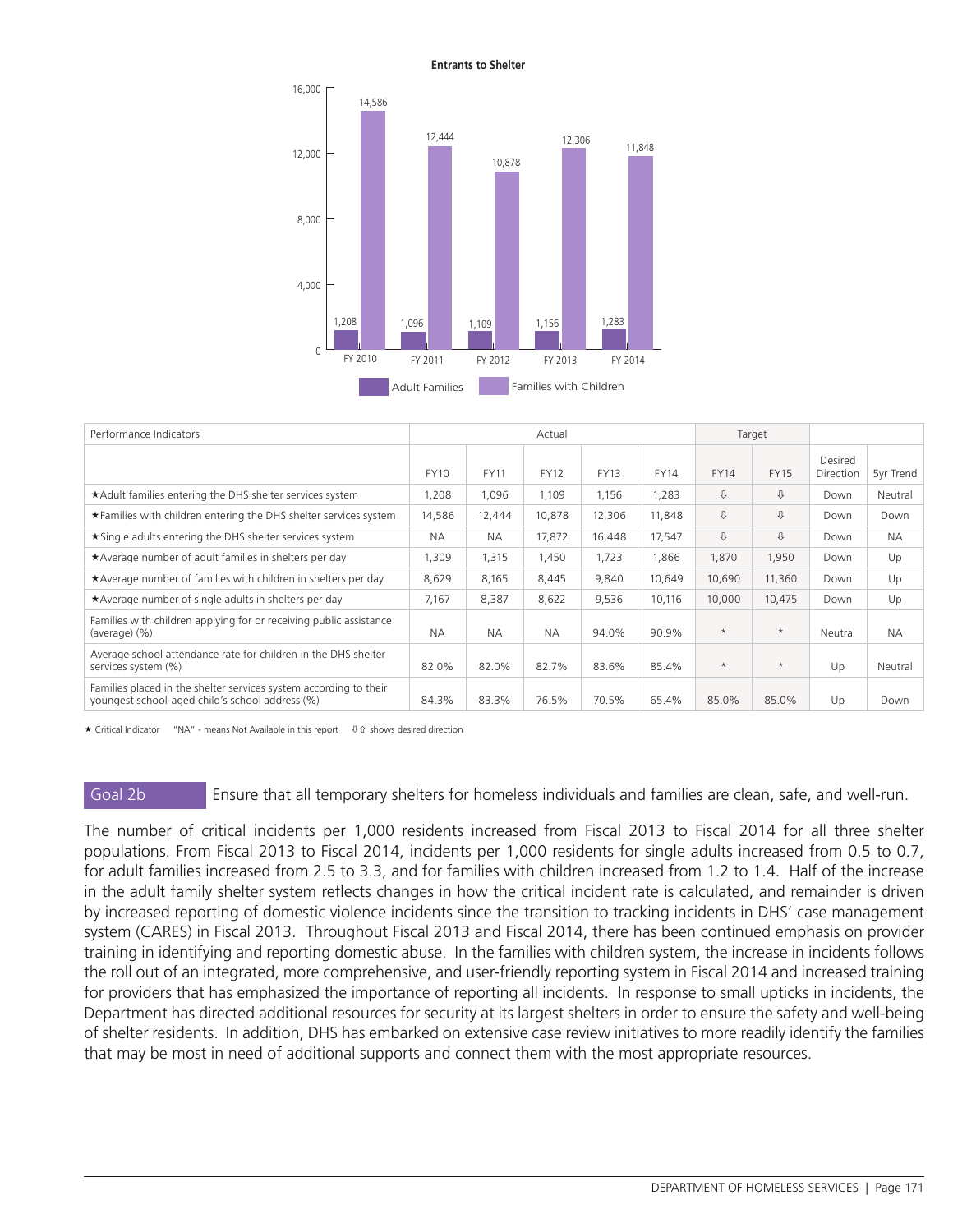**Entrants to Shelter**

| | FY 2010 | FY 2011 | FY 2012 | FY 2013 | FY 2014 |
|---|---|---|---|---|---|
| Adult Families | 1,208 | 1,096 | 1,109 | 1,156 | 1,283 |
| Families with Children | 14,586 | 12,444 | 10,878 | 12,306 | 11,848 |

| Performance Indicators | Actual | | | | | Target | | | |
|---|---|---|---|---|---|---|---|---|---|
| | FY10 | FY11 | FY12 | FY13 | FY14 | FY14 | FY15 | Desired Direction | 5yr Trend |
| ★Adult families entering the DHS shelter services system | 1,208 | 1,096 | 1,109 | 1,156 | 1,283 | ⇩ | ⇩ | Down | Neutral |
| ★Families with children entering the DHS shelter services system | 14,586 | 12,444 | 10,878 | 12,306 | 11,848 | ⇩ | ⇩ | Down | Down |
| ★Single adults entering the DHS shelter services system | NA | NA | 17,872 | 16,448 | 17,547 | ⇩ | ⇩ | Down | NA |
| ★Average number of adult families in shelters per day | 1,309 | 1,315 | 1,450 | 1,723 | 1,866 | 1,870 | 1,950 | Down | Up |
| ★Average number of families with children in shelters per day | 8,629 | 8,165 | 8,445 | 9,840 | 10,649 | 10,690 | 11,360 | Down | Up |
| ★Average number of single adults in shelters per day | 7,167 | 8,387 | 8,622 | 9,536 | 10,116 | 10,000 | 10,475 | Down | Up |
| Families with children applying for or receiving public assistance (average) (%) | NA | NA | NA | 94.0% | 90.9% | * | * | Neutral | NA |
| Average school attendance rate for children in the DHS shelter services system (%) | 82.0% | 82.0% | 82.7% | 83.6% | 85.4% | * | * | Up | Neutral |
| Families placed in the shelter services system according to their youngest school-aged child's school address (%) | 84.3% | 83.3% | 76.5% | 70.5% | 65.4% | 85.0% | 85.0% | Up | Down |

★ Critical Indicator "NA" - means Not Available in this report ⇩⇧ shows desired direction

## Goal 2b Ensure that all temporary shelters for homeless individuals and families are clean, safe, and well-run.

The number of critical incidents per 1,000 residents increased from Fiscal 2013 to Fiscal 2014 for all three shelter populations. From Fiscal 2013 to Fiscal 2014, incidents per 1,000 residents for single adults increased from 0.5 to 0.7, for adult families increased from 2.5 to 3.3, and for families with children increased from 1.2 to 1.4. Half of the increase in the adult family shelter system reflects changes in how the critical incident rate is calculated, and remainder is driven by increased reporting of domestic violence incidents since the transition to tracking incidents in DHS' case management system (CARES) in Fiscal 2013. Throughout Fiscal 2013 and Fiscal 2014, there has been continued emphasis on provider training in identifying and reporting domestic abuse. In the families with children system, the increase in incidents follows the roll out of an integrated, more comprehensive, and user-friendly reporting system in Fiscal 2014 and increased training for providers that has emphasized the importance of reporting all incidents. In response to small upticks in incidents, the Department has directed additional resources for security at its largest shelters in order to ensure the safety and well-being of shelter residents. In addition, DHS has embarked on extensive case review initiatives to more readily identify the families that may be most in need of additional supports and connect them with the most appropriate resources.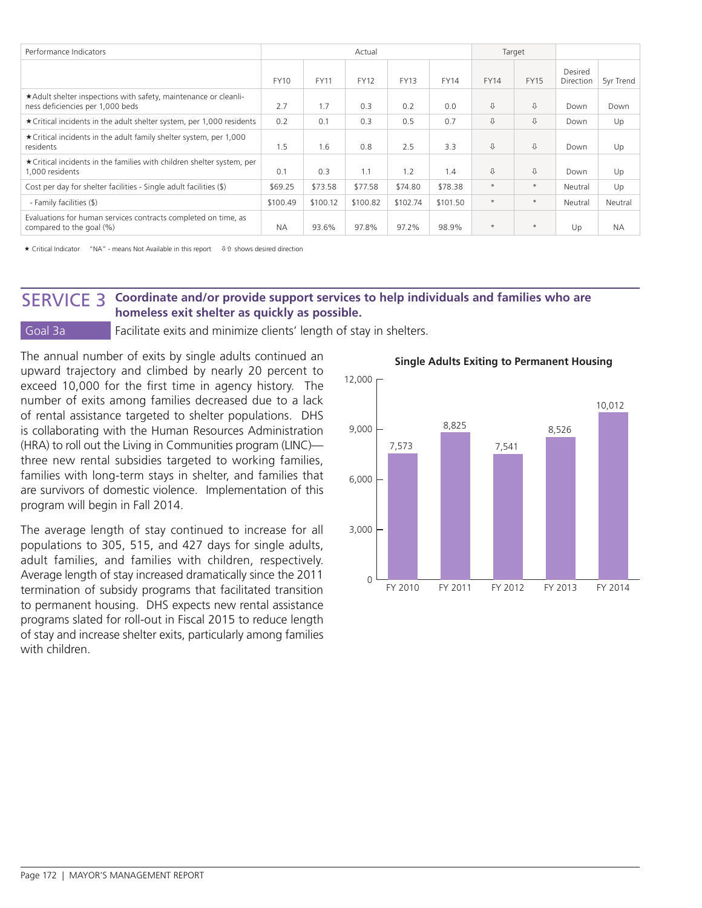| Performance Indicators | Actual | | | | | Target | | | |
|---|---|---|---|---|---|---|---|---|---|
| | FY10 | FY11 | FY12 | FY13 | FY14 | FY14 | FY15 | Desired Direction | 5yr Trend |
| ★Adult shelter inspections with safety, maintenance or cleanliness deficiencies per 1,000 beds | 2.7 | 1.7 | 0.3 | 0.2 | 0.0 | ⇩ | ⇩ | Down | Down |
| ★Critical incidents in the adult shelter system, per 1,000 residents | 0.2 | 0.1 | 0.3 | 0.5 | 0.7 | ⇩ | ⇩ | Down | Up |
| ★Critical incidents in the adult family shelter system, per 1,000 residents | 1.5 | 1.6 | 0.8 | 2.5 | 3.3 | ⇩ | ⇩ | Down | Up |
| ★Critical incidents in the families with children shelter system, per 1,000 residents | 0.1 | 0.3 | 1.1 | 1.2 | 1.4 | ⇩ | ⇩ | Down | Up |
| Cost per day for shelter facilities - Single adult facilities ($) | $69.25 | $73.58 | $77.58 | $74.80 | $78.38 | * | * | Neutral | Up |
| - Family facilities ($) | $100.49 | $100.12 | $100.82 | $102.74 | $101.50 | * | * | Neutral | Neutral |
| Evaluations for human services contracts completed on time, as compared to the goal (%) | NA | 93.6% | 97.8% | 97.2% | 98.9% | * | * | Up | NA |

★ Critical Indicator "NA" - means Not Available in this report ⇩⇧ shows desired direction

## SERVICE 3 Coordinate and/or provide support services to help individuals and families who are homeless exit shelter as quickly as possible.

**Goal 3a** Facilitate exits and minimize clients' length of stay in shelters.

The annual number of exits by single adults continued an upward trajectory and climbed by nearly 20 percent to exceed 10,000 for the first time in agency history. The number of exits among families decreased due to a lack of rental assistance targeted to shelter populations. DHS is collaborating with the Human Resources Administration (HRA) to roll out the Living in Communities program (LINC)—three new rental subsidies targeted to working families, families with long-term stays in shelter, and families that are survivors of domestic violence. Implementation of this program will begin in Fall 2014.

The average length of stay continued to increase for all populations to 305, 515, and 427 days for single adults, adult families, and families with children, respectively. Average length of stay increased dramatically since the 2011 termination of subsidy programs that facilitated transition to permanent housing. DHS expects new rental assistance programs slated for roll-out in Fiscal 2015 to reduce length of stay and increase shelter exits, particularly among families with children.

**Single Adults Exiting to Permanent Housing**

| FY 2010 | FY 2011 | FY 2012 | FY 2013 | FY 2014 |
|---|---|---|---|---|
| 7,573 | 8,825 | 7,541 | 8,526 | 10,012 |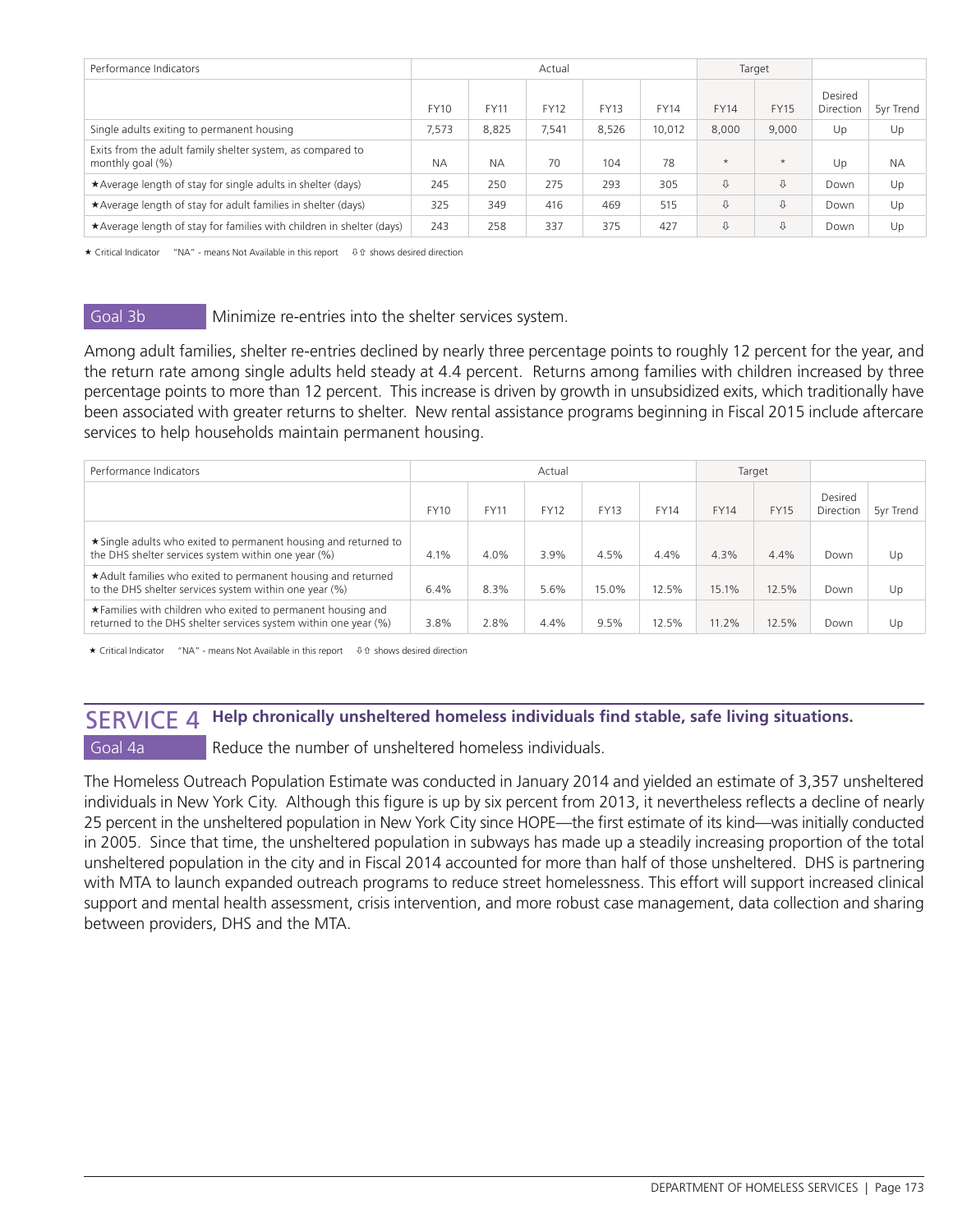| Performance Indicators | Actual | | | | | Target | | | |
|---|---|---|---|---|---|---|---|---|---|
| | FY10 | FY11 | FY12 | FY13 | FY14 | FY14 | FY15 | Desired Direction | 5yr Trend |
| Single adults exiting to permanent housing | 7,573 | 8,825 | 7,541 | 8,526 | 10,012 | 8,000 | 9,000 | Up | Up |
| Exits from the adult family shelter system, as compared to monthly goal (%) | NA | NA | 70 | 104 | 78 | * | * | Up | NA |
| ★Average length of stay for single adults in shelter (days) | 245 | 250 | 275 | 293 | 305 | ⇩ | ⇩ | Down | Up |
| ★Average length of stay for adult families in shelter (days) | 325 | 349 | 416 | 469 | 515 | ⇩ | ⇩ | Down | Up |
| ★Average length of stay for families with children in shelter (days) | 243 | 258 | 337 | 375 | 427 | ⇩ | ⇩ | Down | Up |

★ Critical Indicator "NA" - means Not Available in this report ⇩⇧ shows desired direction

### Goal 3b Minimize re-entries into the shelter services system.

Among adult families, shelter re-entries declined by nearly three percentage points to roughly 12 percent for the year, and the return rate among single adults held steady at 4.4 percent. Returns among families with children increased by three percentage points to more than 12 percent. This increase is driven by growth in unsubsidized exits, which traditionally have been associated with greater returns to shelter. New rental assistance programs beginning in Fiscal 2015 include aftercare services to help households maintain permanent housing.

| Performance Indicators | Actual | | | | | Target | | | |
|---|---|---|---|---|---|---|---|---|---|
| | FY10 | FY11 | FY12 | FY13 | FY14 | FY14 | FY15 | Desired Direction | 5yr Trend |
| ★Single adults who exited to permanent housing and returned to the DHS shelter services system within one year (%) | 4.1% | 4.0% | 3.9% | 4.5% | 4.4% | 4.3% | 4.4% | Down | Up |
| ★Adult families who exited to permanent housing and returned to the DHS shelter services system within one year (%) | 6.4% | 8.3% | 5.6% | 15.0% | 12.5% | 15.1% | 12.5% | Down | Up |
| ★Families with children who exited to permanent housing and returned to the DHS shelter services system within one year (%) | 3.8% | 2.8% | 4.4% | 9.5% | 12.5% | 11.2% | 12.5% | Down | Up |

★ Critical Indicator "NA" - means Not Available in this report ⇩⇧ shows desired direction

## SERVICE 4 Help chronically unsheltered homeless individuals find stable, safe living situations.

### Goal 4a Reduce the number of unsheltered homeless individuals.

The Homeless Outreach Population Estimate was conducted in January 2014 and yielded an estimate of 3,357 unsheltered individuals in New York City. Although this figure is up by six percent from 2013, it nevertheless reflects a decline of nearly 25 percent in the unsheltered population in New York City since HOPE—the first estimate of its kind—was initially conducted in 2005. Since that time, the unsheltered population in subways has made up a steadily increasing proportion of the total unsheltered population in the city and in Fiscal 2014 accounted for more than half of those unsheltered. DHS is partnering with MTA to launch expanded outreach programs to reduce street homelessness. This effort will support increased clinical support and mental health assessment, crisis intervention, and more robust case management, data collection and sharing between providers, DHS and the MTA.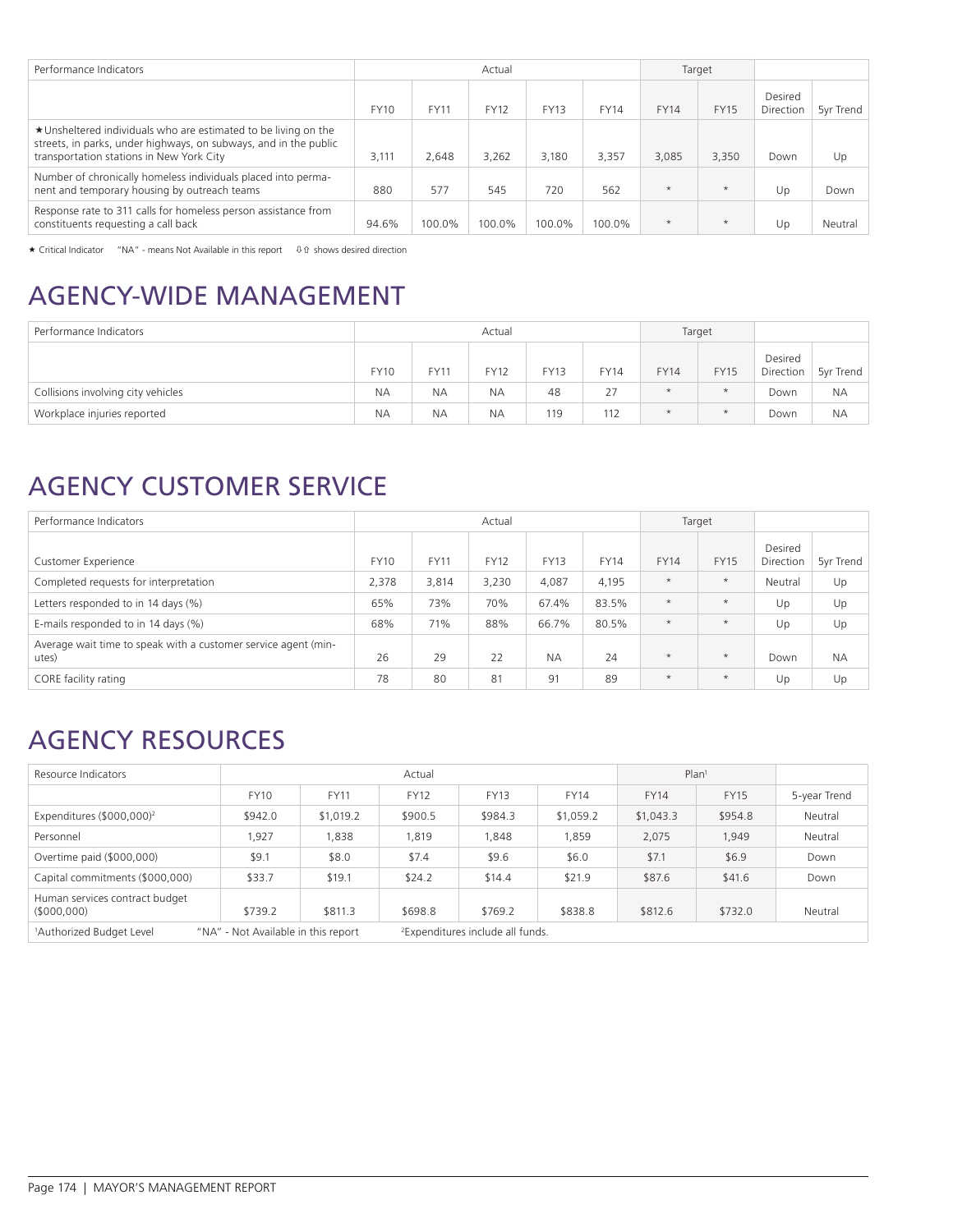| Performance Indicators | Actual | | | | | Target | | | |
|---|---|---|---|---|---|---|---|---|---|
| | FY10 | FY11 | FY12 | FY13 | FY14 | FY14 | FY15 | Desired Direction | 5yr Trend |
| ★Unsheltered individuals who are estimated to be living on the streets, in parks, under highways, on subways, and in the public transportation stations in New York City | 3,111 | 2,648 | 3,262 | 3,180 | 3,357 | 3,085 | 3,350 | Down | Up |
| Number of chronically homeless individuals placed into permanent and temporary housing by outreach teams | 880 | 577 | 545 | 720 | 562 | * | * | Up | Down |
| Response rate to 311 calls for homeless person assistance from constituents requesting a call back | 94.6% | 100.0% | 100.0% | 100.0% | 100.0% | * | * | Up | Neutral |

★ Critical Indicator "NA" - means Not Available in this report ⇩⇧ shows desired direction

# AGENCY-WIDE MANAGEMENT

| Performance Indicators | Actual | | | | | Target | | | |
|---|---|---|---|---|---|---|---|---|---|
| | FY10 | FY11 | FY12 | FY13 | FY14 | FY14 | FY15 | Desired Direction | 5yr Trend |
| Collisions involving city vehicles | NA | NA | NA | 48 | 27 | * | * | Down | NA |
| Workplace injuries reported | NA | NA | NA | 119 | 112 | * | * | Down | NA |

# AGENCY CUSTOMER SERVICE

| Performance Indicators | Actual | | | | | Target | | | |
|---|---|---|---|---|---|---|---|---|---|
| Customer Experience | FY10 | FY11 | FY12 | FY13 | FY14 | FY14 | FY15 | Desired Direction | 5yr Trend |
| Completed requests for interpretation | 2,378 | 3,814 | 3,230 | 4,087 | 4,195 | * | * | Neutral | Up |
| Letters responded to in 14 days (%) | 65% | 73% | 70% | 67.4% | 83.5% | * | * | Up | Up |
| E-mails responded to in 14 days (%) | 68% | 71% | 88% | 66.7% | 80.5% | * | * | Up | Up |
| Average wait time to speak with a customer service agent (minutes) | 26 | 29 | 22 | NA | 24 | * | * | Down | NA |
| CORE facility rating | 78 | 80 | 81 | 91 | 89 | * | * | Up | Up |

# AGENCY RESOURCES

| Resource Indicators | Actual | | | | | Plan[1] | | |
|---|---|---|---|---|---|---|---|---|
| | FY10 | FY11 | FY12 | FY13 | FY14 | FY14 | FY15 | 5-year Trend |
| Expenditures ($000,000)[2] | $942.0 | $1,019.2 | $900.5 | $984.3 | $1,059.2 | $1,043.3 | $954.8 | Neutral |
| Personnel | 1,927 | 1,838 | 1,819 | 1,848 | 1,859 | 2,075 | 1,949 | Neutral |
| Overtime paid ($000,000) | $9.1 | $8.0 | $7.4 | $9.6 | $6.0 | $7.1 | $6.9 | Down |
| Capital commitments ($000,000) | $33.7 | $19.1 | $24.2 | $14.4 | $21.9 | $87.6 | $41.6 | Down |
| Human services contract budget ($000,000) | $739.2 | $811.3 | $698.8 | $769.2 | $838.8 | $812.6 | $732.0 | Neutral |

[1]Authorized Budget Level "NA" - Not Available in this report [2]Expenditures include all funds.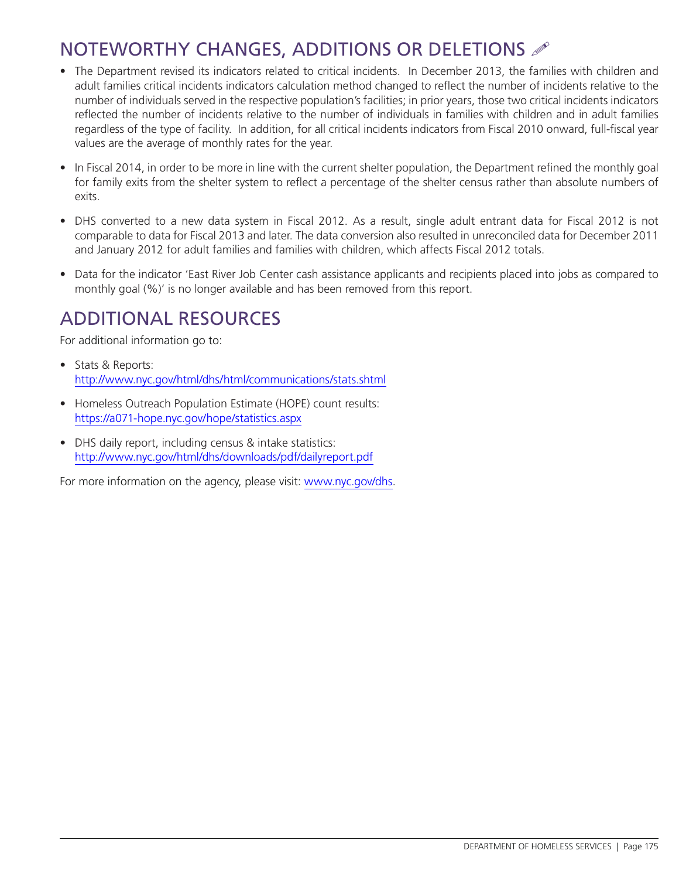## NOTEWORTHY CHANGES, ADDITIONS OR DELETIONS ✐

- The Department revised its indicators related to critical incidents. In December 2013, the families with children and adult families critical incidents indicators calculation method changed to reflect the number of incidents relative to the number of individuals served in the respective population's facilities; in prior years, those two critical incidents indicators reflected the number of incidents relative to the number of individuals in families with children and in adult families regardless of the type of facility. In addition, for all critical incidents indicators from Fiscal 2010 onward, full-fiscal year values are the average of monthly rates for the year.

- In Fiscal 2014, in order to be more in line with the current shelter population, the Department refined the monthly goal for family exits from the shelter system to reflect a percentage of the shelter census rather than absolute numbers of exits.

- DHS converted to a new data system in Fiscal 2012. As a result, single adult entrant data for Fiscal 2012 is not comparable to data for Fiscal 2013 and later. The data conversion also resulted in unreconciled data for December 2011 and January 2012 for adult families and families with children, which affects Fiscal 2012 totals.

- Data for the indicator 'East River Job Center cash assistance applicants and recipients placed into jobs as compared to monthly goal (%)' is no longer available and has been removed from this report.

## ADDITIONAL RESOURCES

For additional information go to:

- Stats & Reports:
  http://www.nyc.gov/html/dhs/html/communications/stats.shtml

- Homeless Outreach Population Estimate (HOPE) count results:
  https://a071-hope.nyc.gov/hope/statistics.aspx

- DHS daily report, including census & intake statistics:
  http://www.nyc.gov/html/dhs/downloads/pdf/dailyreport.pdf

For more information on the agency, please visit: www.nyc.gov/dhs.